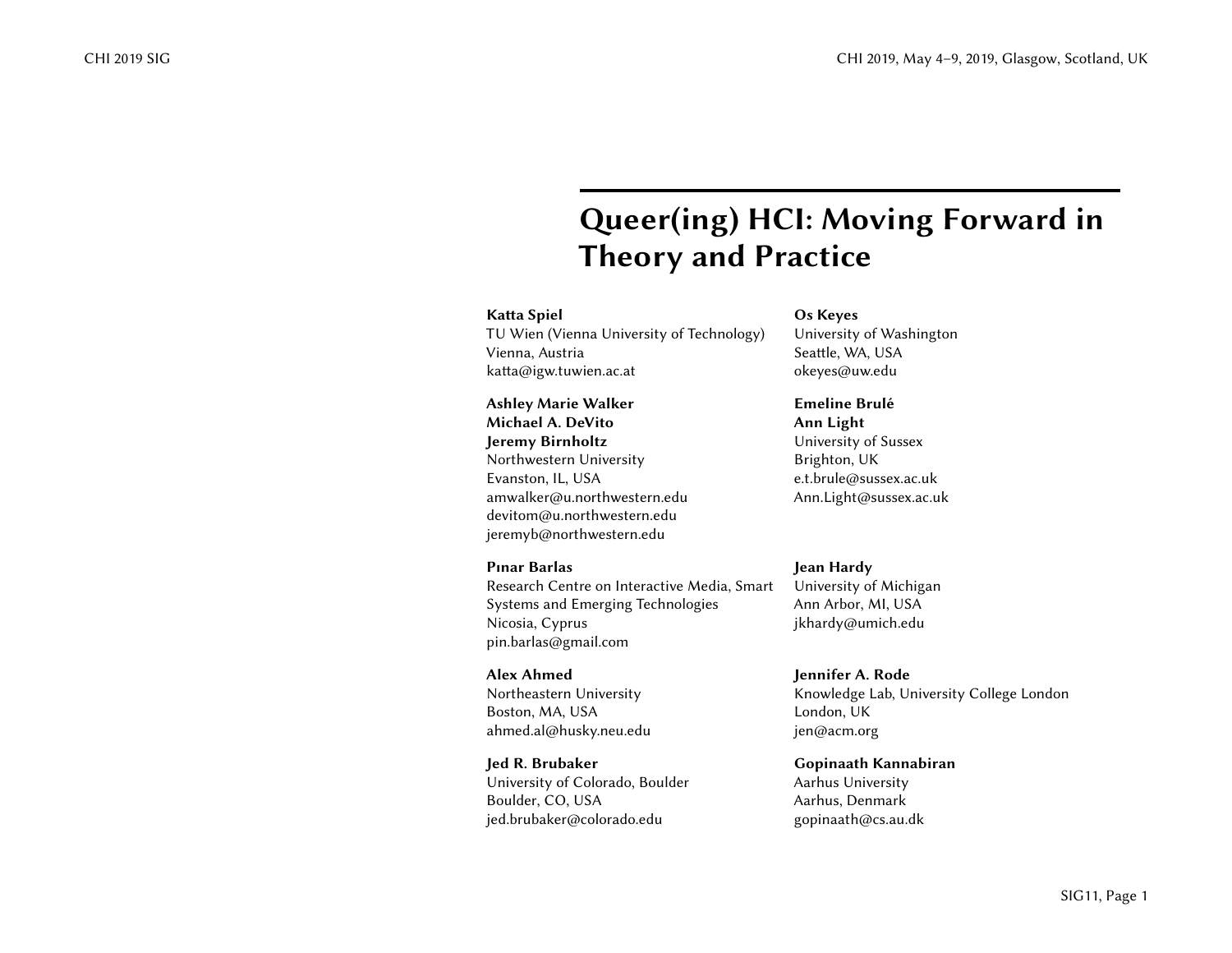# Queer(ing) HCI: Moving Forward in Theory and Practice

**Katta Spiel**
TU Wien (Vienna University of Technology)
Vienna, Austria
katta@igw.tuwien.ac.at

**Os Keyes**
University of Washington
Seattle, WA, USA
okeyes@uw.edu

**Ashley Marie Walker**
**Michael A. DeVito**
**Jeremy Birnholtz**
Northwestern University
Evanston, IL, USA
amwalker@u.northwestern.edu
devitom@u.northwestern.edu
jeremyb@northwestern.edu

**Emeline Brulé**
**Ann Light**
University of Sussex
Brighton, UK
e.t.brule@sussex.ac.uk
Ann.Light@sussex.ac.uk

**Pınar Barlas**
Research Centre on Interactive Media, Smart Systems and Emerging Technologies
Nicosia, Cyprus
pin.barlas@gmail.com

**Jean Hardy**
University of Michigan
Ann Arbor, MI, USA
jkhardy@umich.edu

**Alex Ahmed**
Northeastern University
Boston, MA, USA
ahmed.al@husky.neu.edu

**Jennifer A. Rode**
Knowledge Lab, University College London
London, UK
jen@acm.org

**Jed R. Brubaker**
University of Colorado, Boulder
Boulder, CO, USA
jed.brubaker@colorado.edu

**Gopinaath Kannabiran**
Aarhus University
Aarhus, Denmark
gopinaath@cs.au.dk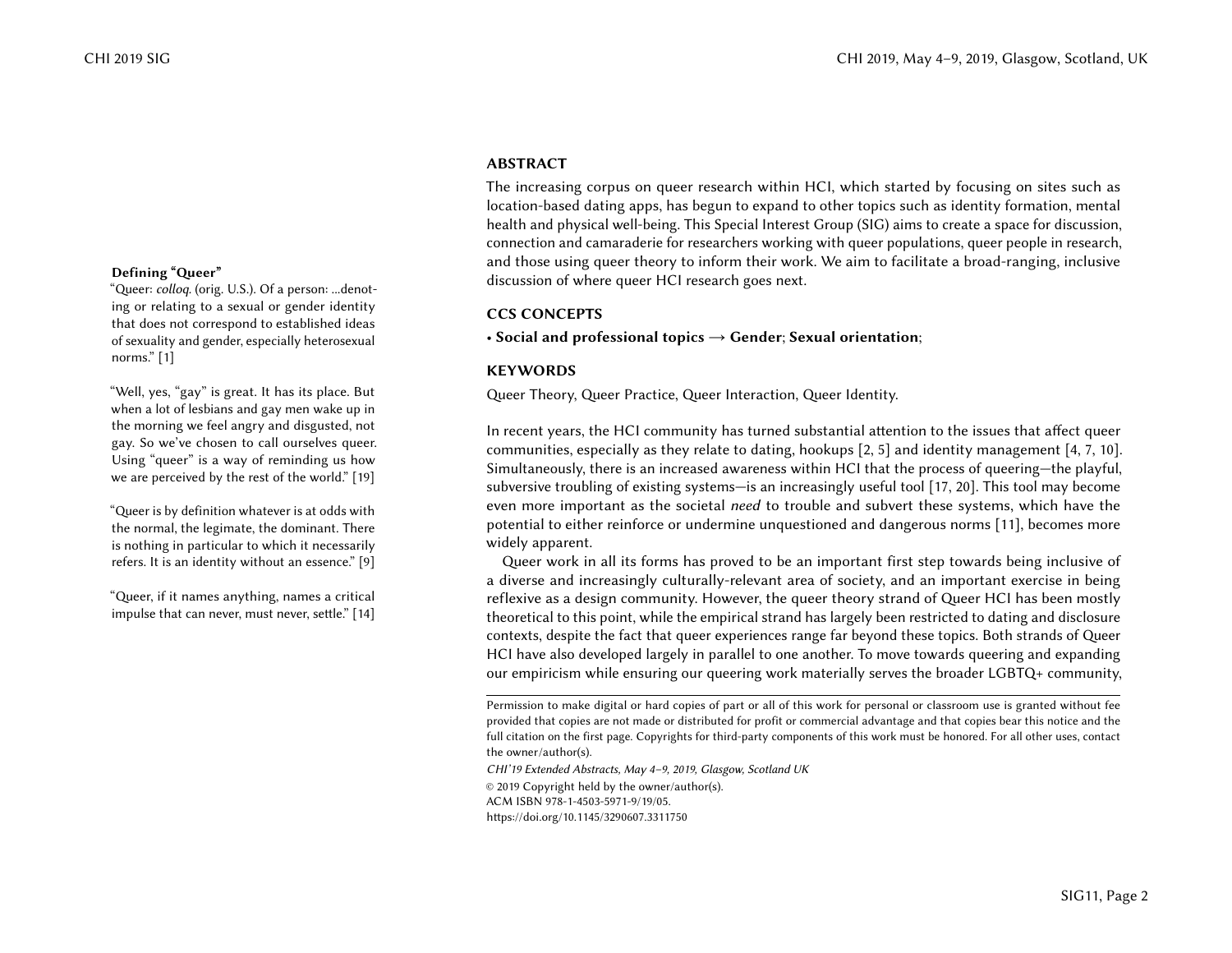**Defining "Queer"**

"Queer: *colloq.* (orig. U.S.). Of a person: ...denoting or relating to a sexual or gender identity that does not correspond to established ideas of sexuality and gender, especially heterosexual norms." [1]

"Well, yes, "gay" is great. It has its place. But when a lot of lesbians and gay men wake up in the morning we feel angry and disgusted, not gay. So we've chosen to call ourselves queer. Using "queer" is a way of reminding us how we are perceived by the rest of the world." [19]

"Queer is by definition whatever is at odds with the normal, the legimate, the dominant. There is nothing in particular to which it necessarily refers. It is an identity without an essence." [9]

"Queer, if it names anything, names a critical impulse that can never, must never, settle." [14]

## ABSTRACT

The increasing corpus on queer research within HCI, which started by focusing on sites such as location-based dating apps, has begun to expand to other topics such as identity formation, mental health and physical well-being. This Special Interest Group (SIG) aims to create a space for discussion, connection and camaraderie for researchers working with queer populations, queer people in research, and those using queer theory to inform their work. We aim to facilitate a broad-ranging, inclusive discussion of where queer HCI research goes next.

## CCS CONCEPTS

• **Social and professional topics → Gender**; **Sexual orientation**;

## KEYWORDS

Queer Theory, Queer Practice, Queer Interaction, Queer Identity.

In recent years, the HCI community has turned substantial attention to the issues that affect queer communities, especially as they relate to dating, hookups [2, 5] and identity management [4, 7, 10]. Simultaneously, there is an increased awareness within HCI that the process of queering—the playful, subversive troubling of existing systems—is an increasingly useful tool [17, 20]. This tool may become even more important as the societal *need* to trouble and subvert these systems, which have the potential to either reinforce or undermine unquestioned and dangerous norms [11], becomes more widely apparent.

Queer work in all its forms has proved to be an important first step towards being inclusive of a diverse and increasingly culturally-relevant area of society, and an important exercise in being reflexive as a design community. However, the queer theory strand of Queer HCI has been mostly theoretical to this point, while the empirical strand has largely been restricted to dating and disclosure contexts, despite the fact that queer experiences range far beyond these topics. Both strands of Queer HCI have also developed largely in parallel to one another. To move towards queering and expanding our empiricism while ensuring our queering work materially serves the broader LGBTQ+ community,

Permission to make digital or hard copies of part or all of this work for personal or classroom use is granted without fee provided that copies are not made or distributed for profit or commercial advantage and that copies bear this notice and the full citation on the first page. Copyrights for third-party components of this work must be honored. For all other uses, contact the owner/author(s).

*CHI'19 Extended Abstracts, May 4–9, 2019, Glasgow, Scotland UK*

© 2019 Copyright held by the owner/author(s).

ACM ISBN 978-1-4503-5971-9/19/05.

https://doi.org/10.1145/3290607.3311750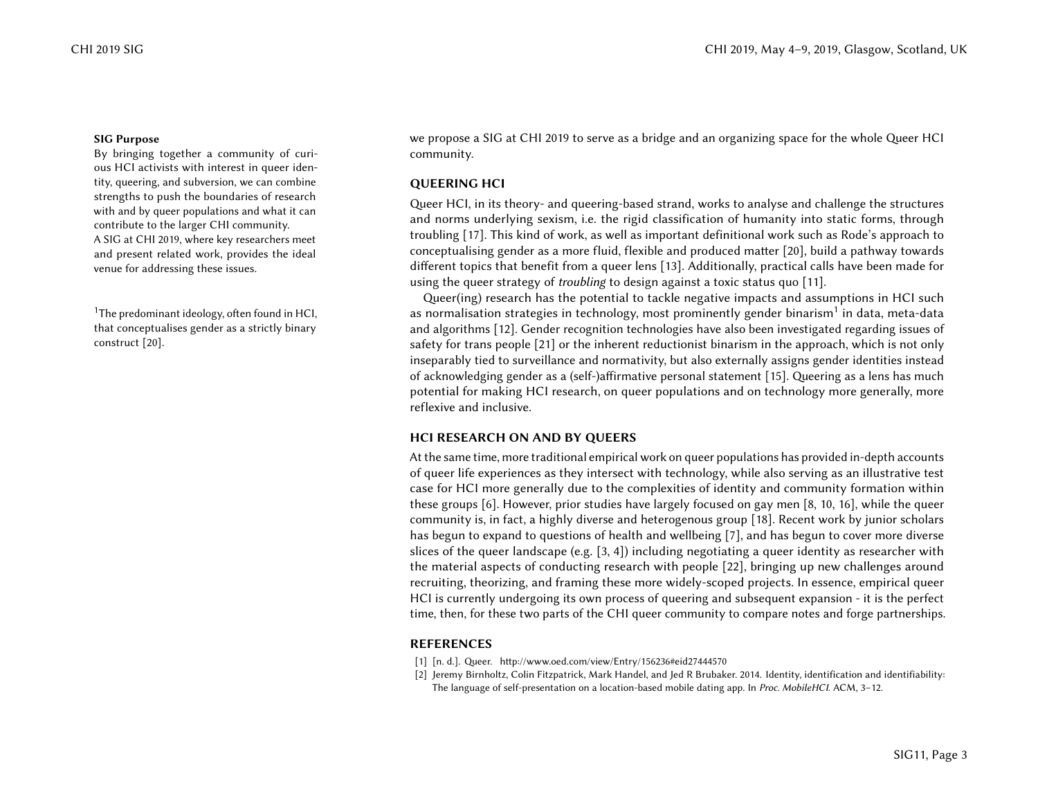we propose a SIG at CHI 2019 to serve as a bridge and an organizing space for the whole Queer HCI community.

## QUEERING HCI

Queer HCI, in its theory- and queering-based strand, works to analyse and challenge the structures and norms underlying sexism, i.e. the rigid classification of humanity into static forms, through troubling [17]. This kind of work, as well as important definitional work such as Rode's approach to conceptualising gender as a more fluid, flexible and produced matter [20], build a pathway towards different topics that benefit from a queer lens [13]. Additionally, practical calls have been made for using the queer strategy of *troubling* to design against a toxic status quo [11].

Queer(ing) research has the potential to tackle negative impacts and assumptions in HCI such as normalisation strategies in technology, most prominently gender binarism[1] in data, meta-data and algorithms [12]. Gender recognition technologies have also been investigated regarding issues of safety for trans people [21] or the inherent reductionist binarism in the approach, which is not only inseparably tied to surveillance and normativity, but also externally assigns gender identities instead of acknowledging gender as a (self-)affirmative personal statement [15]. Queering as a lens has much potential for making HCI research, on queer populations and on technology more generally, more reflexive and inclusive.

## HCI RESEARCH ON AND BY QUEERS

At the same time, more traditional empirical work on queer populations has provided in-depth accounts of queer life experiences as they intersect with technology, while also serving as an illustrative test case for HCI more generally due to the complexities of identity and community formation within these groups [6]. However, prior studies have largely focused on gay men [8, 10, 16], while the queer community is, in fact, a highly diverse and heterogenous group [18]. Recent work by junior scholars has begun to expand to questions of health and wellbeing [7], and has begun to cover more diverse slices of the queer landscape (e.g. [3, 4]) including negotiating a queer identity as researcher with the material aspects of conducting research with people [22], bringing up new challenges around recruiting, theorizing, and framing these more widely-scoped projects. In essence, empirical queer HCI is currently undergoing its own process of queering and subsequent expansion - it is the perfect time, then, for these two parts of the CHI queer community to compare notes and forge partnerships.

**SIG Purpose**

By bringing together a community of curious HCI activists with interest in queer identity, queering, and subversion, we can combine strengths to push the boundaries of research with and by queer populations and what it can contribute to the larger CHI community.

A SIG at CHI 2019, where key researchers meet and present related work, provides the ideal venue for addressing these issues.

[1] The predominant ideology, often found in HCI, that conceptualises gender as a strictly binary construct [20].

## REFERENCES

[1] [n. d.]. Queer. http://www.oed.com/view/Entry/156236#eid27444570

[2] Jeremy Birnholtz, Colin Fitzpatrick, Mark Handel, and Jed R Brubaker. 2014. Identity, identification and identifiability: The language of self-presentation on a location-based mobile dating app. In *Proc. MobileHCI*. ACM, 3–12.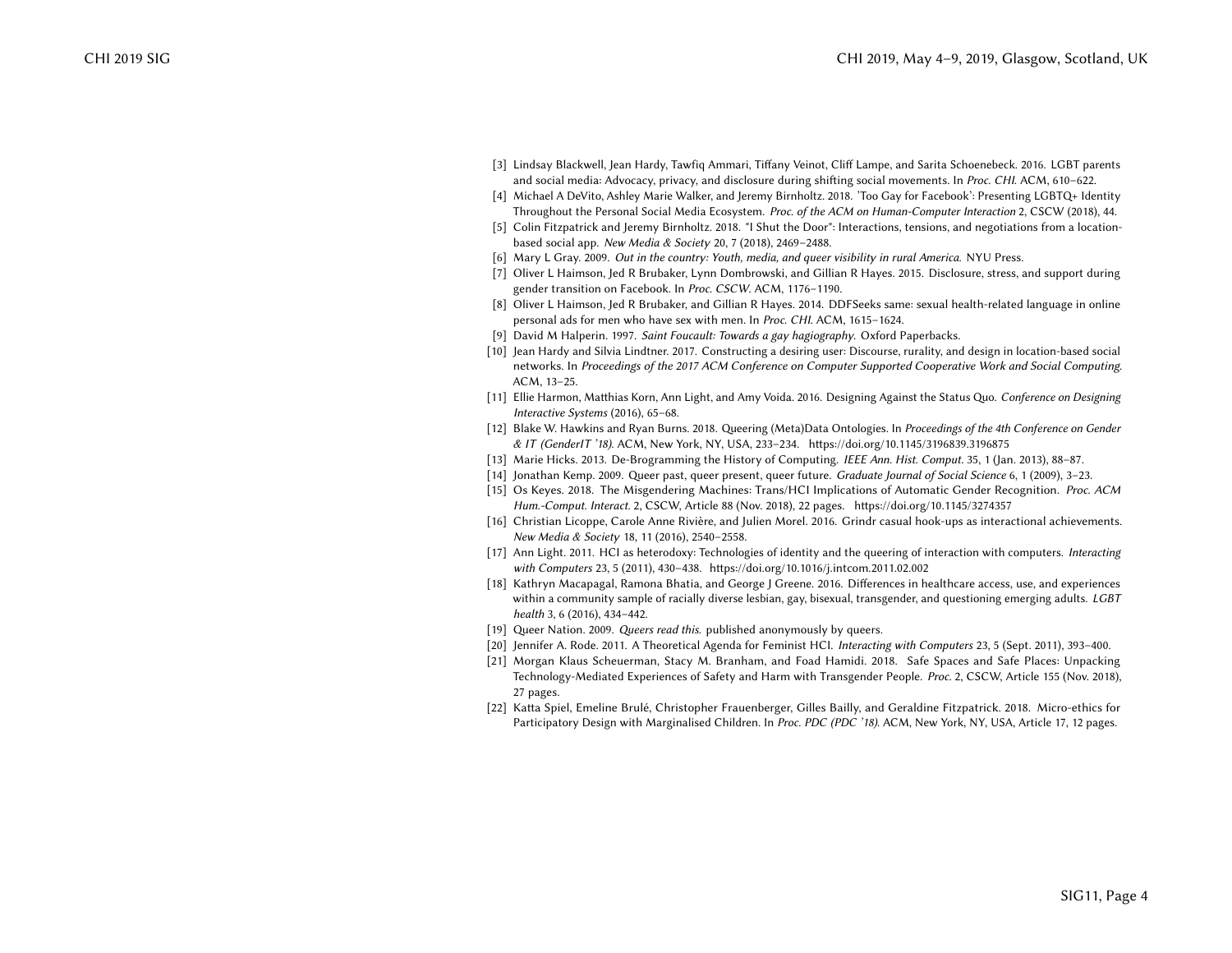[3] Lindsay Blackwell, Jean Hardy, Tawfiq Ammari, Tiffany Veinot, Cliff Lampe, and Sarita Schoenebeck. 2016. LGBT parents and social media: Advocacy, privacy, and disclosure during shifting social movements. In *Proc. CHI*. ACM, 610–622.

[4] Michael A DeVito, Ashley Marie Walker, and Jeremy Birnholtz. 2018. 'Too Gay for Facebook': Presenting LGBTQ+ Identity Throughout the Personal Social Media Ecosystem. *Proc. of the ACM on Human-Computer Interaction* 2, CSCW (2018), 44.

[5] Colin Fitzpatrick and Jeremy Birnholtz. 2018. "I Shut the Door": Interactions, tensions, and negotiations from a location-based social app. *New Media & Society* 20, 7 (2018), 2469–2488.

[6] Mary L Gray. 2009. *Out in the country: Youth, media, and queer visibility in rural America.* NYU Press.

[7] Oliver L Haimson, Jed R Brubaker, Lynn Dombrowski, and Gillian R Hayes. 2015. Disclosure, stress, and support during gender transition on Facebook. In *Proc. CSCW*. ACM, 1176–1190.

[8] Oliver L Haimson, Jed R Brubaker, and Gillian R Hayes. 2014. DDFSeeks same: sexual health-related language in online personal ads for men who have sex with men. In *Proc. CHI*. ACM, 1615–1624.

[9] David M Halperin. 1997. *Saint Foucault: Towards a gay hagiography*. Oxford Paperbacks.

[10] Jean Hardy and Silvia Lindtner. 2017. Constructing a desiring user: Discourse, rurality, and design in location-based social networks. In *Proceedings of the 2017 ACM Conference on Computer Supported Cooperative Work and Social Computing*. ACM, 13–25.

[11] Ellie Harmon, Matthias Korn, Ann Light, and Amy Voida. 2016. Designing Against the Status Quo. *Conference on Designing Interactive Systems* (2016), 65–68.

[12] Blake W. Hawkins and Ryan Burns. 2018. Queering (Meta)Data Ontologies. In *Proceedings of the 4th Conference on Gender & IT (GenderIT '18)*. ACM, New York, NY, USA, 233–234. https://doi.org/10.1145/3196839.3196875

[13] Marie Hicks. 2013. De-Brogramming the History of Computing. *IEEE Ann. Hist. Comput.* 35, 1 (Jan. 2013), 88–87.

[14] Jonathan Kemp. 2009. Queer past, queer present, queer future. *Graduate Journal of Social Science* 6, 1 (2009), 3–23.

[15] Os Keyes. 2018. The Misgendering Machines: Trans/HCI Implications of Automatic Gender Recognition. *Proc. ACM Hum.-Comput. Interact.* 2, CSCW, Article 88 (Nov. 2018), 22 pages. https://doi.org/10.1145/3274357

[16] Christian Licoppe, Carole Anne Rivière, and Julien Morel. 2016. Grindr casual hook-ups as interactional achievements. *New Media & Society* 18, 11 (2016), 2540–2558.

[17] Ann Light. 2011. HCI as heterodoxy: Technologies of identity and the queering of interaction with computers. *Interacting with Computers* 23, 5 (2011), 430–438. https://doi.org/10.1016/j.intcom.2011.02.002

[18] Kathryn Macapagal, Ramona Bhatia, and George J Greene. 2016. Differences in healthcare access, use, and experiences within a community sample of racially diverse lesbian, gay, bisexual, transgender, and questioning emerging adults. *LGBT health* 3, 6 (2016), 434–442.

[19] Queer Nation. 2009. *Queers read this.* published anonymously by queers.

[20] Jennifer A. Rode. 2011. A Theoretical Agenda for Feminist HCI. *Interacting with Computers* 23, 5 (Sept. 2011), 393–400.

[21] Morgan Klaus Scheuerman, Stacy M. Branham, and Foad Hamidi. 2018. Safe Spaces and Safe Places: Unpacking Technology-Mediated Experiences of Safety and Harm with Transgender People. *Proc.* 2, CSCW, Article 155 (Nov. 2018), 27 pages.

[22] Katta Spiel, Emeline Brulé, Christopher Frauenberger, Gilles Bailly, and Geraldine Fitzpatrick. 2018. Micro-ethics for Participatory Design with Marginalised Children. In *Proc. PDC (PDC '18)*. ACM, New York, NY, USA, Article 17, 12 pages.